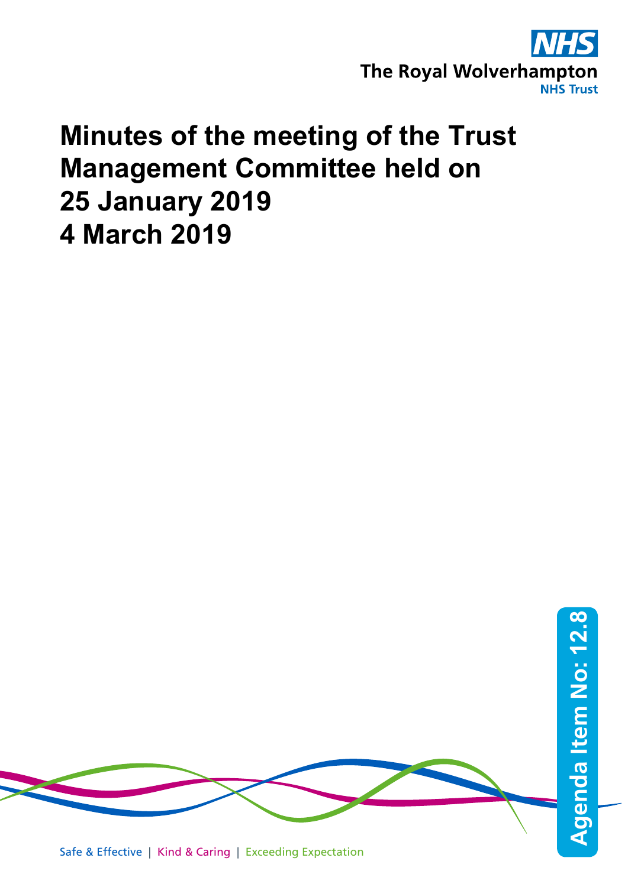The Royal Wolverhampton NHS Trust

# Minutes of the meeting of the Trust Management Committee held on 25 January 2019 4 March 2019

Agenda Item No: 12.8

Safe & Effective | Kind & Caring | Exceeding Expectation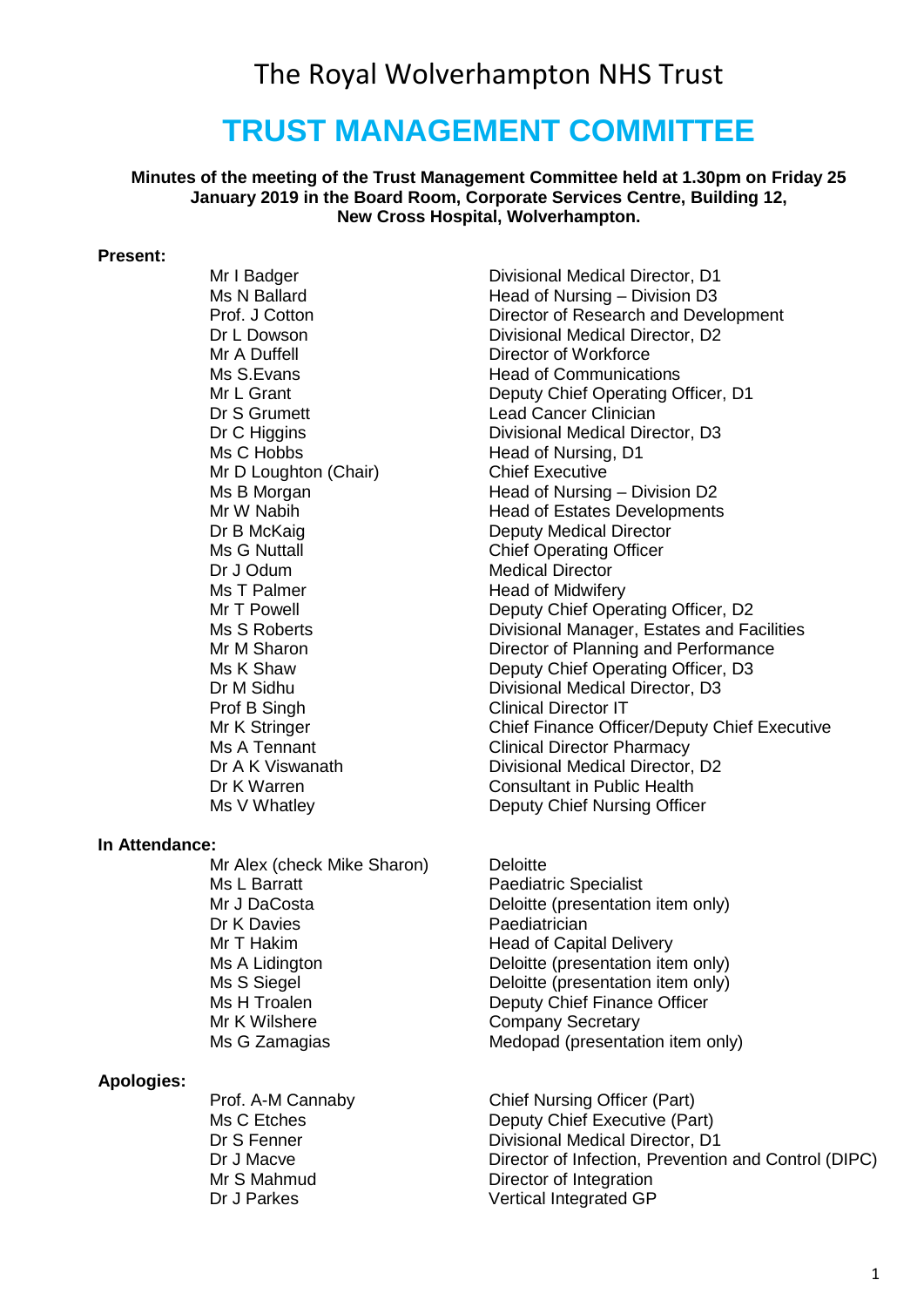# The Royal Wolverhampton NHS Trust

# TRUST MANAGEMENT COMMITTEE

**Minutes of the meeting of the Trust Management Committee held at 1.30pm on Friday 25 January 2019 in the Board Room, Corporate Services Centre, Building 12, New Cross Hospital, Wolverhampton.**

**Present:**

| | |
|---|---|
| Mr I Badger | Divisional Medical Director, D1 |
| Ms N Ballard | Head of Nursing – Division D3 |
| Prof. J Cotton | Director of Research and Development |
| Dr L Dowson | Divisional Medical Director, D2 |
| Mr A Duffell | Director of Workforce |
| Ms S.Evans | Head of Communications |
| Mr L Grant | Deputy Chief Operating Officer, D1 |
| Dr S Grumett | Lead Cancer Clinician |
| Dr C Higgins | Divisional Medical Director, D3 |
| Ms C Hobbs | Head of Nursing, D1 |
| Mr D Loughton (Chair) | Chief Executive |
| Ms B Morgan | Head of Nursing – Division D2 |
| Mr W Nabih | Head of Estates Developments |
| Dr B McKaig | Deputy Medical Director |
| Ms G Nuttall | Chief Operating Officer |
| Dr J Odum | Medical Director |
| Ms T Palmer | Head of Midwifery |
| Mr T Powell | Deputy Chief Operating Officer, D2 |
| Ms S Roberts | Divisional Manager, Estates and Facilities |
| Mr M Sharon | Director of Planning and Performance |
| Ms K Shaw | Deputy Chief Operating Officer, D3 |
| Dr M Sidhu | Divisional Medical Director, D3 |
| Prof B Singh | Clinical Director IT |
| Mr K Stringer | Chief Finance Officer/Deputy Chief Executive |
| Ms A Tennant | Clinical Director Pharmacy |
| Dr A K Viswanath | Divisional Medical Director, D2 |
| Dr K Warren | Consultant in Public Health |
| Ms V Whatley | Deputy Chief Nursing Officer |

**In Attendance:**

| | |
|---|---|
| Mr Alex (check Mike Sharon) | Deloitte |
| Ms L Barratt | Paediatric Specialist |
| Mr J DaCosta | Deloitte (presentation item only) |
| Dr K Davies | Paediatrician |
| Mr T Hakim | Head of Capital Delivery |
| Ms A Lidington | Deloitte (presentation item only) |
| Ms S Siegel | Deloitte (presentation item only) |
| Ms H Troalen | Deputy Chief Finance Officer |
| Mr K Wilshere | Company Secretary |
| Ms G Zamagias | Medopad (presentation item only) |

**Apologies:**

| | |
|---|---|
| Prof. A-M Cannaby | Chief Nursing Officer (Part) |
| Ms C Etches | Deputy Chief Executive (Part) |
| Dr S Fenner | Divisional Medical Director, D1 |
| Dr J Macve | Director of Infection, Prevention and Control (DIPC) |
| Mr S Mahmud | Director of Integration |
| Dr J Parkes | Vertical Integrated GP |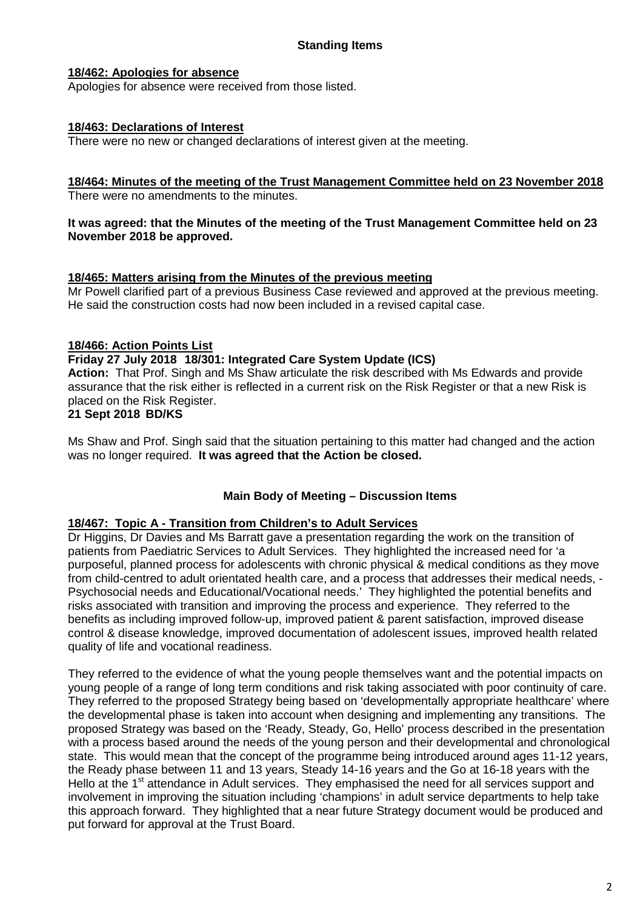## Standing Items

**18/462: Apologies for absence**

Apologies for absence were received from those listed.

**18/463: Declarations of Interest**

There were no new or changed declarations of interest given at the meeting.

**18/464: Minutes of the meeting of the Trust Management Committee held on 23 November 2018**

There were no amendments to the minutes.

**It was agreed: that the Minutes of the meeting of the Trust Management Committee held on 23 November 2018 be approved.**

**18/465: Matters arising from the Minutes of the previous meeting**

Mr Powell clarified part of a previous Business Case reviewed and approved at the previous meeting. He said the construction costs had now been included in a revised capital case.

**18/466: Action Points List**

**Friday 27 July 2018 18/301: Integrated Care System Update (ICS)**

**Action:** That Prof. Singh and Ms Shaw articulate the risk described with Ms Edwards and provide assurance that the risk either is reflected in a current risk on the Risk Register or that a new Risk is placed on the Risk Register.

**21 Sept 2018 BD/KS**

Ms Shaw and Prof. Singh said that the situation pertaining to this matter had changed and the action was no longer required. **It was agreed that the Action be closed.**

## Main Body of Meeting – Discussion Items

**18/467: Topic A - Transition from Children's to Adult Services**

Dr Higgins, Dr Davies and Ms Barratt gave a presentation regarding the work on the transition of patients from Paediatric Services to Adult Services. They highlighted the increased need for 'a purposeful, planned process for adolescents with chronic physical & medical conditions as they move from child-centred to adult orientated health care, and a process that addresses their medical needs, - Psychosocial needs and Educational/Vocational needs.' They highlighted the potential benefits and risks associated with transition and improving the process and experience. They referred to the benefits as including improved follow-up, improved patient & parent satisfaction, improved disease control & disease knowledge, improved documentation of adolescent issues, improved health related quality of life and vocational readiness.

They referred to the evidence of what the young people themselves want and the potential impacts on young people of a range of long term conditions and risk taking associated with poor continuity of care. They referred to the proposed Strategy being based on 'developmentally appropriate healthcare' where the developmental phase is taken into account when designing and implementing any transitions. The proposed Strategy was based on the 'Ready, Steady, Go, Hello' process described in the presentation with a process based around the needs of the young person and their developmental and chronological state. This would mean that the concept of the programme being introduced around ages 11-12 years, the Ready phase between 11 and 13 years, Steady 14-16 years and the Go at 16-18 years with the Hello at the 1st attendance in Adult services. They emphasised the need for all services support and involvement in improving the situation including 'champions' in adult service departments to help take this approach forward. They highlighted that a near future Strategy document would be produced and put forward for approval at the Trust Board.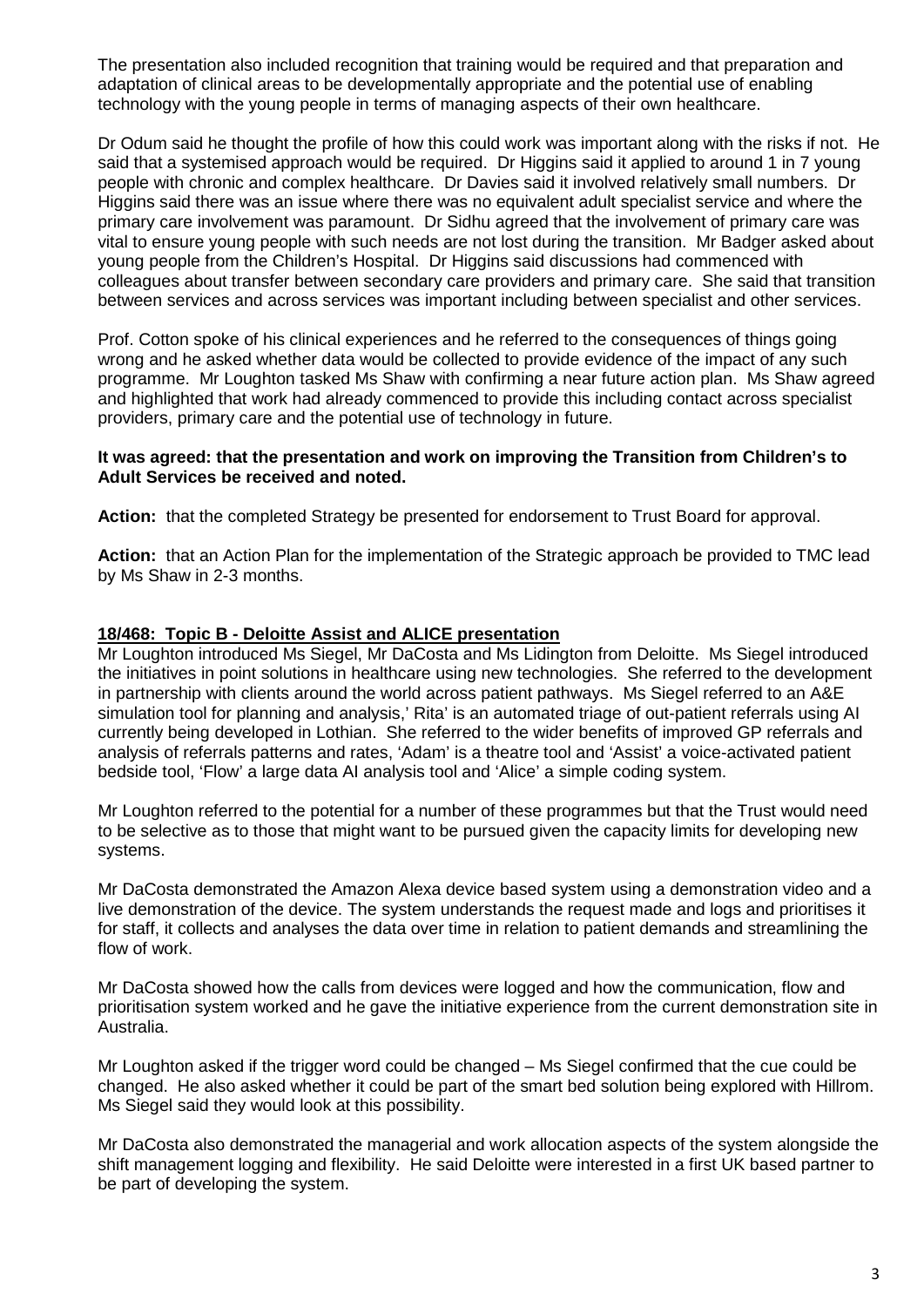The presentation also included recognition that training would be required and that preparation and adaptation of clinical areas to be developmentally appropriate and the potential use of enabling technology with the young people in terms of managing aspects of their own healthcare.

Dr Odum said he thought the profile of how this could work was important along with the risks if not. He said that a systemised approach would be required. Dr Higgins said it applied to around 1 in 7 young people with chronic and complex healthcare. Dr Davies said it involved relatively small numbers. Dr Higgins said there was an issue where there was no equivalent adult specialist service and where the primary care involvement was paramount. Dr Sidhu agreed that the involvement of primary care was vital to ensure young people with such needs are not lost during the transition. Mr Badger asked about young people from the Children's Hospital. Dr Higgins said discussions had commenced with colleagues about transfer between secondary care providers and primary care. She said that transition between services and across services was important including between specialist and other services.

Prof. Cotton spoke of his clinical experiences and he referred to the consequences of things going wrong and he asked whether data would be collected to provide evidence of the impact of any such programme. Mr Loughton tasked Ms Shaw with confirming a near future action plan. Ms Shaw agreed and highlighted that work had already commenced to provide this including contact across specialist providers, primary care and the potential use of technology in future.

**It was agreed: that the presentation and work on improving the Transition from Children's to Adult Services be received and noted.**

**Action:** that the completed Strategy be presented for endorsement to Trust Board for approval.

**Action:** that an Action Plan for the implementation of the Strategic approach be provided to TMC lead by Ms Shaw in 2-3 months.

**18/468: Topic B - Deloitte Assist and ALICE presentation**

Mr Loughton introduced Ms Siegel, Mr DaCosta and Ms Lidington from Deloitte. Ms Siegel introduced the initiatives in point solutions in healthcare using new technologies. She referred to the development in partnership with clients around the world across patient pathways. Ms Siegel referred to an A&E simulation tool for planning and analysis,' Rita' is an automated triage of out-patient referrals using AI currently being developed in Lothian. She referred to the wider benefits of improved GP referrals and analysis of referrals patterns and rates, 'Adam' is a theatre tool and 'Assist' a voice-activated patient bedside tool, 'Flow' a large data AI analysis tool and 'Alice' a simple coding system.

Mr Loughton referred to the potential for a number of these programmes but that the Trust would need to be selective as to those that might want to be pursued given the capacity limits for developing new systems.

Mr DaCosta demonstrated the Amazon Alexa device based system using a demonstration video and a live demonstration of the device. The system understands the request made and logs and prioritises it for staff, it collects and analyses the data over time in relation to patient demands and streamlining the flow of work.

Mr DaCosta showed how the calls from devices were logged and how the communication, flow and prioritisation system worked and he gave the initiative experience from the current demonstration site in Australia.

Mr Loughton asked if the trigger word could be changed – Ms Siegel confirmed that the cue could be changed. He also asked whether it could be part of the smart bed solution being explored with Hillrom. Ms Siegel said they would look at this possibility.

Mr DaCosta also demonstrated the managerial and work allocation aspects of the system alongside the shift management logging and flexibility. He said Deloitte were interested in a first UK based partner to be part of developing the system.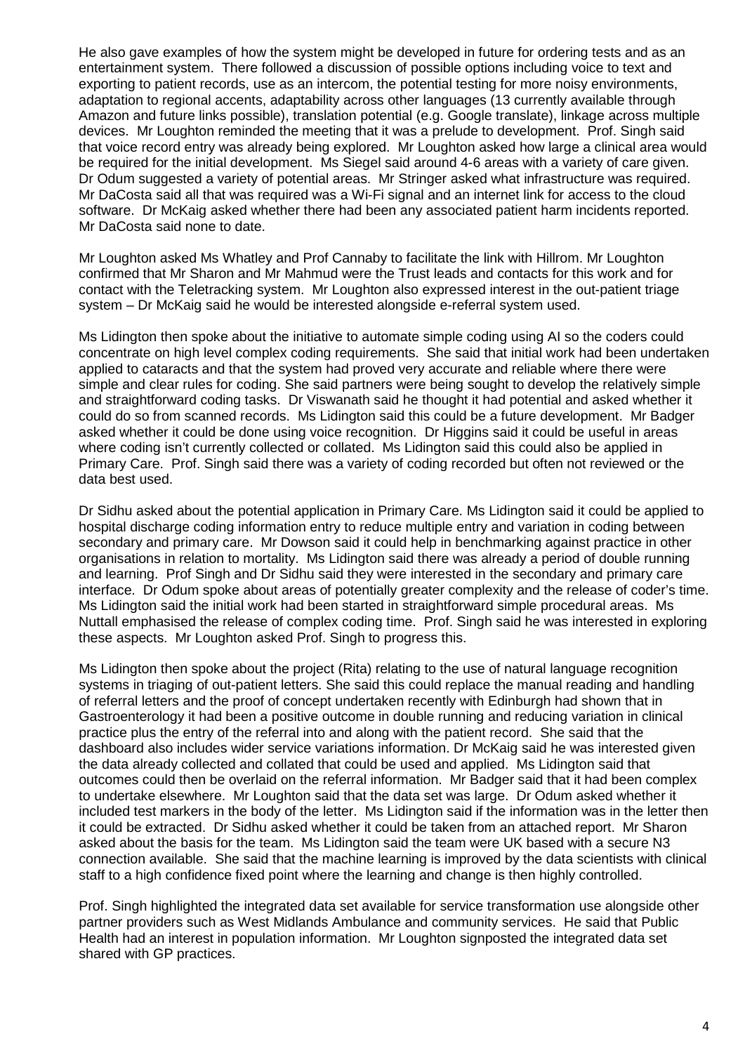He also gave examples of how the system might be developed in future for ordering tests and as an entertainment system. There followed a discussion of possible options including voice to text and exporting to patient records, use as an intercom, the potential testing for more noisy environments, adaptation to regional accents, adaptability across other languages (13 currently available through Amazon and future links possible), translation potential (e.g. Google translate), linkage across multiple devices. Mr Loughton reminded the meeting that it was a prelude to development. Prof. Singh said that voice record entry was already being explored. Mr Loughton asked how large a clinical area would be required for the initial development. Ms Siegel said around 4-6 areas with a variety of care given. Dr Odum suggested a variety of potential areas. Mr Stringer asked what infrastructure was required. Mr DaCosta said all that was required was a Wi-Fi signal and an internet link for access to the cloud software. Dr McKaig asked whether there had been any associated patient harm incidents reported. Mr DaCosta said none to date.

Mr Loughton asked Ms Whatley and Prof Cannaby to facilitate the link with Hillrom. Mr Loughton confirmed that Mr Sharon and Mr Mahmud were the Trust leads and contacts for this work and for contact with the Teletracking system. Mr Loughton also expressed interest in the out-patient triage system – Dr McKaig said he would be interested alongside e-referral system used.

Ms Lidington then spoke about the initiative to automate simple coding using AI so the coders could concentrate on high level complex coding requirements. She said that initial work had been undertaken applied to cataracts and that the system had proved very accurate and reliable where there were simple and clear rules for coding. She said partners were being sought to develop the relatively simple and straightforward coding tasks. Dr Viswanath said he thought it had potential and asked whether it could do so from scanned records. Ms Lidington said this could be a future development. Mr Badger asked whether it could be done using voice recognition. Dr Higgins said it could be useful in areas where coding isn't currently collected or collated. Ms Lidington said this could also be applied in Primary Care. Prof. Singh said there was a variety of coding recorded but often not reviewed or the data best used.

Dr Sidhu asked about the potential application in Primary Care. Ms Lidington said it could be applied to hospital discharge coding information entry to reduce multiple entry and variation in coding between secondary and primary care. Mr Dowson said it could help in benchmarking against practice in other organisations in relation to mortality. Ms Lidington said there was already a period of double running and learning. Prof Singh and Dr Sidhu said they were interested in the secondary and primary care interface. Dr Odum spoke about areas of potentially greater complexity and the release of coder's time. Ms Lidington said the initial work had been started in straightforward simple procedural areas. Ms Nuttall emphasised the release of complex coding time. Prof. Singh said he was interested in exploring these aspects. Mr Loughton asked Prof. Singh to progress this.

Ms Lidington then spoke about the project (Rita) relating to the use of natural language recognition systems in triaging of out-patient letters. She said this could replace the manual reading and handling of referral letters and the proof of concept undertaken recently with Edinburgh had shown that in Gastroenterology it had been a positive outcome in double running and reducing variation in clinical practice plus the entry of the referral into and along with the patient record. She said that the dashboard also includes wider service variations information. Dr McKaig said he was interested given the data already collected and collated that could be used and applied. Ms Lidington said that outcomes could then be overlaid on the referral information. Mr Badger said that it had been complex to undertake elsewhere. Mr Loughton said that the data set was large. Dr Odum asked whether it included test markers in the body of the letter. Ms Lidington said if the information was in the letter then it could be extracted. Dr Sidhu asked whether it could be taken from an attached report. Mr Sharon asked about the basis for the team. Ms Lidington said the team were UK based with a secure N3 connection available. She said that the machine learning is improved by the data scientists with clinical staff to a high confidence fixed point where the learning and change is then highly controlled.

Prof. Singh highlighted the integrated data set available for service transformation use alongside other partner providers such as West Midlands Ambulance and community services. He said that Public Health had an interest in population information. Mr Loughton signposted the integrated data set shared with GP practices.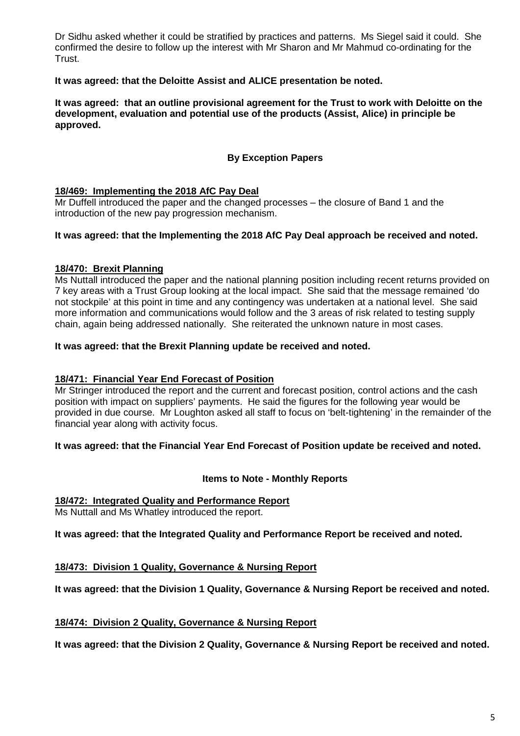Dr Sidhu asked whether it could be stratified by practices and patterns. Ms Siegel said it could. She confirmed the desire to follow up the interest with Mr Sharon and Mr Mahmud co-ordinating for the Trust.

**It was agreed: that the Deloitte Assist and ALICE presentation be noted.**

**It was agreed: that an outline provisional agreement for the Trust to work with Deloitte on the development, evaluation and potential use of the products (Assist, Alice) in principle be approved.**

## By Exception Papers

### 18/469: Implementing the 2018 AfC Pay Deal

Mr Duffell introduced the paper and the changed processes – the closure of Band 1 and the introduction of the new pay progression mechanism.

**It was agreed: that the Implementing the 2018 AfC Pay Deal approach be received and noted.**

### 18/470: Brexit Planning

Ms Nuttall introduced the paper and the national planning position including recent returns provided on 7 key areas with a Trust Group looking at the local impact. She said that the message remained 'do not stockpile' at this point in time and any contingency was undertaken at a national level. She said more information and communications would follow and the 3 areas of risk related to testing supply chain, again being addressed nationally. She reiterated the unknown nature in most cases.

**It was agreed: that the Brexit Planning update be received and noted.**

### 18/471: Financial Year End Forecast of Position

Mr Stringer introduced the report and the current and forecast position, control actions and the cash position with impact on suppliers' payments. He said the figures for the following year would be provided in due course. Mr Loughton asked all staff to focus on 'belt-tightening' in the remainder of the financial year along with activity focus.

**It was agreed: that the Financial Year End Forecast of Position update be received and noted.**

## Items to Note - Monthly Reports

### 18/472: Integrated Quality and Performance Report

Ms Nuttall and Ms Whatley introduced the report.

**It was agreed: that the Integrated Quality and Performance Report be received and noted.**

### 18/473: Division 1 Quality, Governance & Nursing Report

**It was agreed: that the Division 1 Quality, Governance & Nursing Report be received and noted.**

### 18/474: Division 2 Quality, Governance & Nursing Report

**It was agreed: that the Division 2 Quality, Governance & Nursing Report be received and noted.**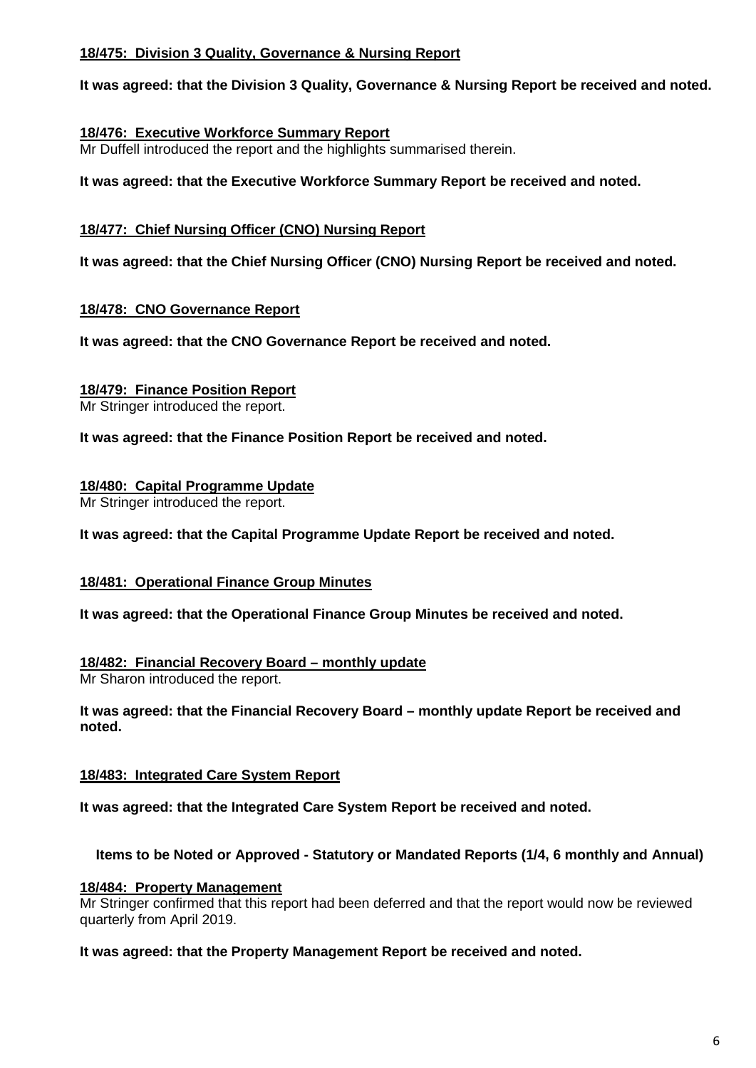**18/475: Division 3 Quality, Governance & Nursing Report**

**It was agreed: that the Division 3 Quality, Governance & Nursing Report be received and noted.**

**18/476: Executive Workforce Summary Report**

Mr Duffell introduced the report and the highlights summarised therein.

**It was agreed: that the Executive Workforce Summary Report be received and noted.**

**18/477: Chief Nursing Officer (CNO) Nursing Report**

**It was agreed: that the Chief Nursing Officer (CNO) Nursing Report be received and noted.**

**18/478: CNO Governance Report**

**It was agreed: that the CNO Governance Report be received and noted.**

**18/479: Finance Position Report**

Mr Stringer introduced the report.

**It was agreed: that the Finance Position Report be received and noted.**

**18/480: Capital Programme Update**

Mr Stringer introduced the report.

**It was agreed: that the Capital Programme Update Report be received and noted.**

**18/481: Operational Finance Group Minutes**

**It was agreed: that the Operational Finance Group Minutes be received and noted.**

**18/482: Financial Recovery Board – monthly update**

Mr Sharon introduced the report.

**It was agreed: that the Financial Recovery Board – monthly update Report be received and noted.**

**18/483: Integrated Care System Report**

**It was agreed: that the Integrated Care System Report be received and noted.**

**Items to be Noted or Approved - Statutory or Mandated Reports (1/4, 6 monthly and Annual)**

**18/484: Property Management**

Mr Stringer confirmed that this report had been deferred and that the report would now be reviewed quarterly from April 2019.

**It was agreed: that the Property Management Report be received and noted.**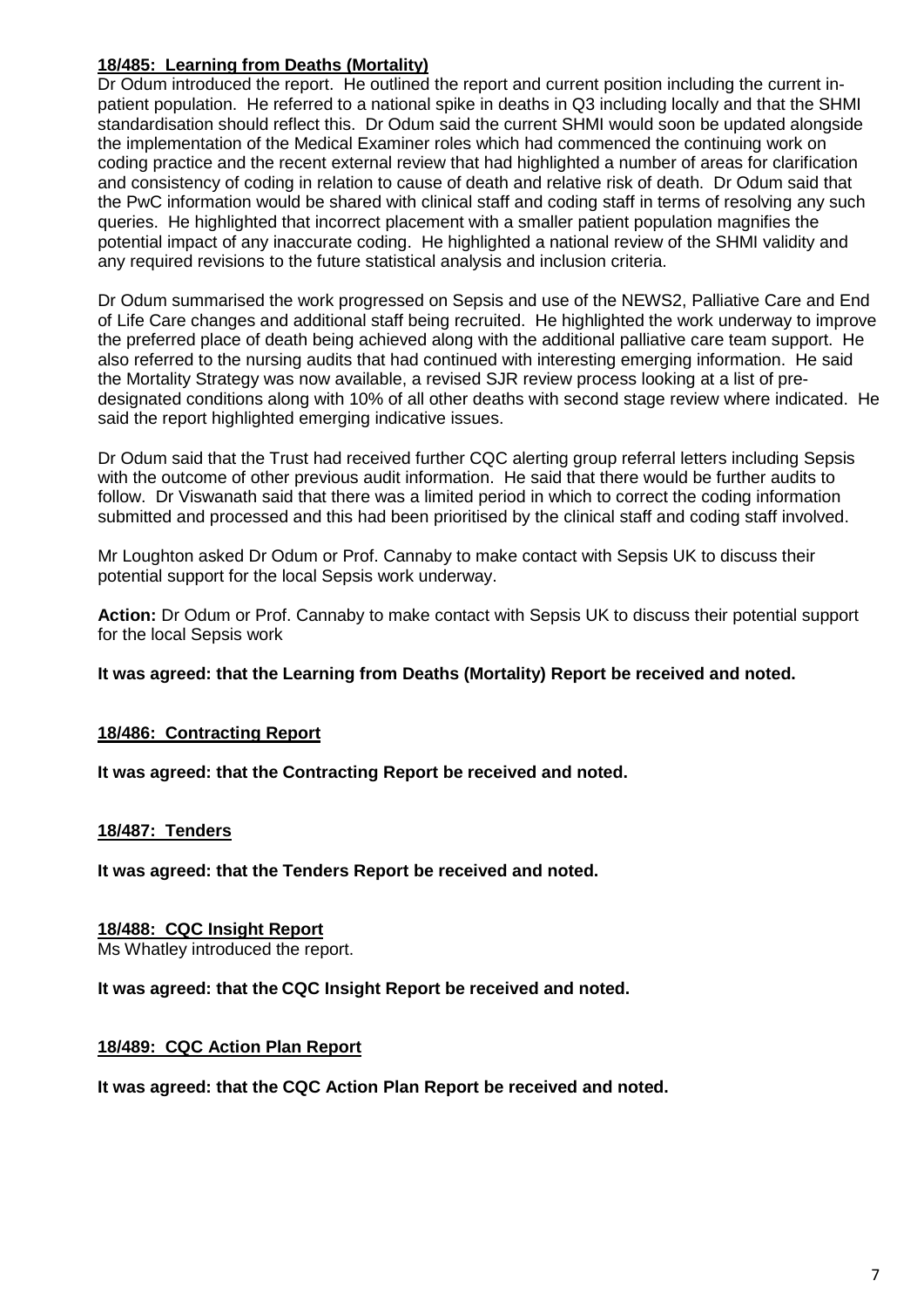**18/485: Learning from Deaths (Mortality)**

Dr Odum introduced the report. He outlined the report and current position including the current in-patient population. He referred to a national spike in deaths in Q3 including locally and that the SHMI standardisation should reflect this. Dr Odum said the current SHMI would soon be updated alongside the implementation of the Medical Examiner roles which had commenced the continuing work on coding practice and the recent external review that had highlighted a number of areas for clarification and consistency of coding in relation to cause of death and relative risk of death. Dr Odum said that the PwC information would be shared with clinical staff and coding staff in terms of resolving any such queries. He highlighted that incorrect placement with a smaller patient population magnifies the potential impact of any inaccurate coding. He highlighted a national review of the SHMI validity and any required revisions to the future statistical analysis and inclusion criteria.

Dr Odum summarised the work progressed on Sepsis and use of the NEWS2, Palliative Care and End of Life Care changes and additional staff being recruited. He highlighted the work underway to improve the preferred place of death being achieved along with the additional palliative care team support. He also referred to the nursing audits that had continued with interesting emerging information. He said the Mortality Strategy was now available, a revised SJR review process looking at a list of pre-designated conditions along with 10% of all other deaths with second stage review where indicated. He said the report highlighted emerging indicative issues.

Dr Odum said that the Trust had received further CQC alerting group referral letters including Sepsis with the outcome of other previous audit information. He said that there would be further audits to follow. Dr Viswanath said that there was a limited period in which to correct the coding information submitted and processed and this had been prioritised by the clinical staff and coding staff involved.

Mr Loughton asked Dr Odum or Prof. Cannaby to make contact with Sepsis UK to discuss their potential support for the local Sepsis work underway.

**Action:** Dr Odum or Prof. Cannaby to make contact with Sepsis UK to discuss their potential support for the local Sepsis work

**It was agreed: that the Learning from Deaths (Mortality) Report be received and noted.**

**18/486: Contracting Report**

**It was agreed: that the Contracting Report be received and noted.**

**18/487: Tenders**

**It was agreed: that the Tenders Report be received and noted.**

**18/488: CQC Insight Report**

Ms Whatley introduced the report.

**It was agreed: that the CQC Insight Report be received and noted.**

**18/489: CQC Action Plan Report**

**It was agreed: that the CQC Action Plan Report be received and noted.**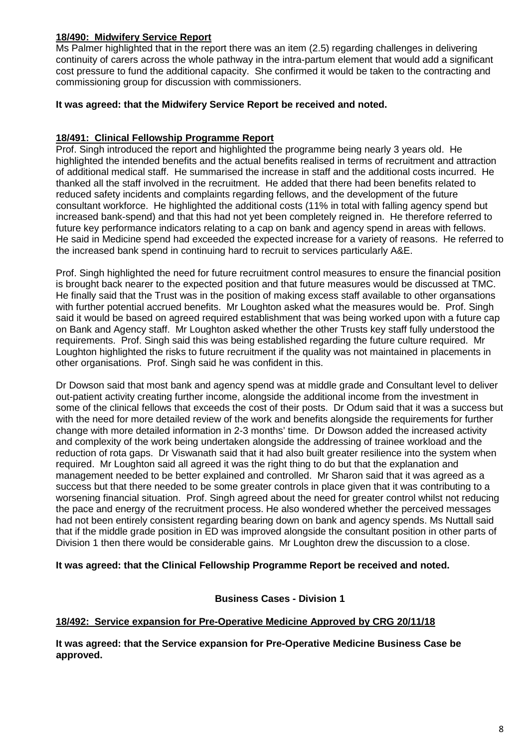**18/490: Midwifery Service Report**

Ms Palmer highlighted that in the report there was an item (2.5) regarding challenges in delivering continuity of carers across the whole pathway in the intra-partum element that would add a significant cost pressure to fund the additional capacity. She confirmed it would be taken to the contracting and commissioning group for discussion with commissioners.

**It was agreed: that the Midwifery Service Report be received and noted.**

**18/491: Clinical Fellowship Programme Report**

Prof. Singh introduced the report and highlighted the programme being nearly 3 years old. He highlighted the intended benefits and the actual benefits realised in terms of recruitment and attraction of additional medical staff. He summarised the increase in staff and the additional costs incurred. He thanked all the staff involved in the recruitment. He added that there had been benefits related to reduced safety incidents and complaints regarding fellows, and the development of the future consultant workforce. He highlighted the additional costs (11% in total with falling agency spend but increased bank-spend) and that this had not yet been completely reigned in. He therefore referred to future key performance indicators relating to a cap on bank and agency spend in areas with fellows. He said in Medicine spend had exceeded the expected increase for a variety of reasons. He referred to the increased bank spend in continuing hard to recruit to services particularly A&E.

Prof. Singh highlighted the need for future recruitment control measures to ensure the financial position is brought back nearer to the expected position and that future measures would be discussed at TMC. He finally said that the Trust was in the position of making excess staff available to other organsations with further potential accrued benefits. Mr Loughton asked what the measures would be. Prof. Singh said it would be based on agreed required establishment that was being worked upon with a future cap on Bank and Agency staff. Mr Loughton asked whether the other Trusts key staff fully understood the requirements. Prof. Singh said this was being established regarding the future culture required. Mr Loughton highlighted the risks to future recruitment if the quality was not maintained in placements in other organisations. Prof. Singh said he was confident in this.

Dr Dowson said that most bank and agency spend was at middle grade and Consultant level to deliver out-patient activity creating further income, alongside the additional income from the investment in some of the clinical fellows that exceeds the cost of their posts. Dr Odum said that it was a success but with the need for more detailed review of the work and benefits alongside the requirements for further change with more detailed information in 2-3 months' time. Dr Dowson added the increased activity and complexity of the work being undertaken alongside the addressing of trainee workload and the reduction of rota gaps. Dr Viswanath said that it had also built greater resilience into the system when required. Mr Loughton said all agreed it was the right thing to do but that the explanation and management needed to be better explained and controlled. Mr Sharon said that it was agreed as a success but that there needed to be some greater controls in place given that it was contributing to a worsening financial situation. Prof. Singh agreed about the need for greater control whilst not reducing the pace and energy of the recruitment process. He also wondered whether the perceived messages had not been entirely consistent regarding bearing down on bank and agency spends. Ms Nuttall said that if the middle grade position in ED was improved alongside the consultant position in other parts of Division 1 then there would be considerable gains. Mr Loughton drew the discussion to a close.

**It was agreed: that the Clinical Fellowship Programme Report be received and noted.**

**Business Cases - Division 1**

**18/492: Service expansion for Pre-Operative Medicine Approved by CRG 20/11/18**

**It was agreed: that the Service expansion for Pre-Operative Medicine Business Case be approved.**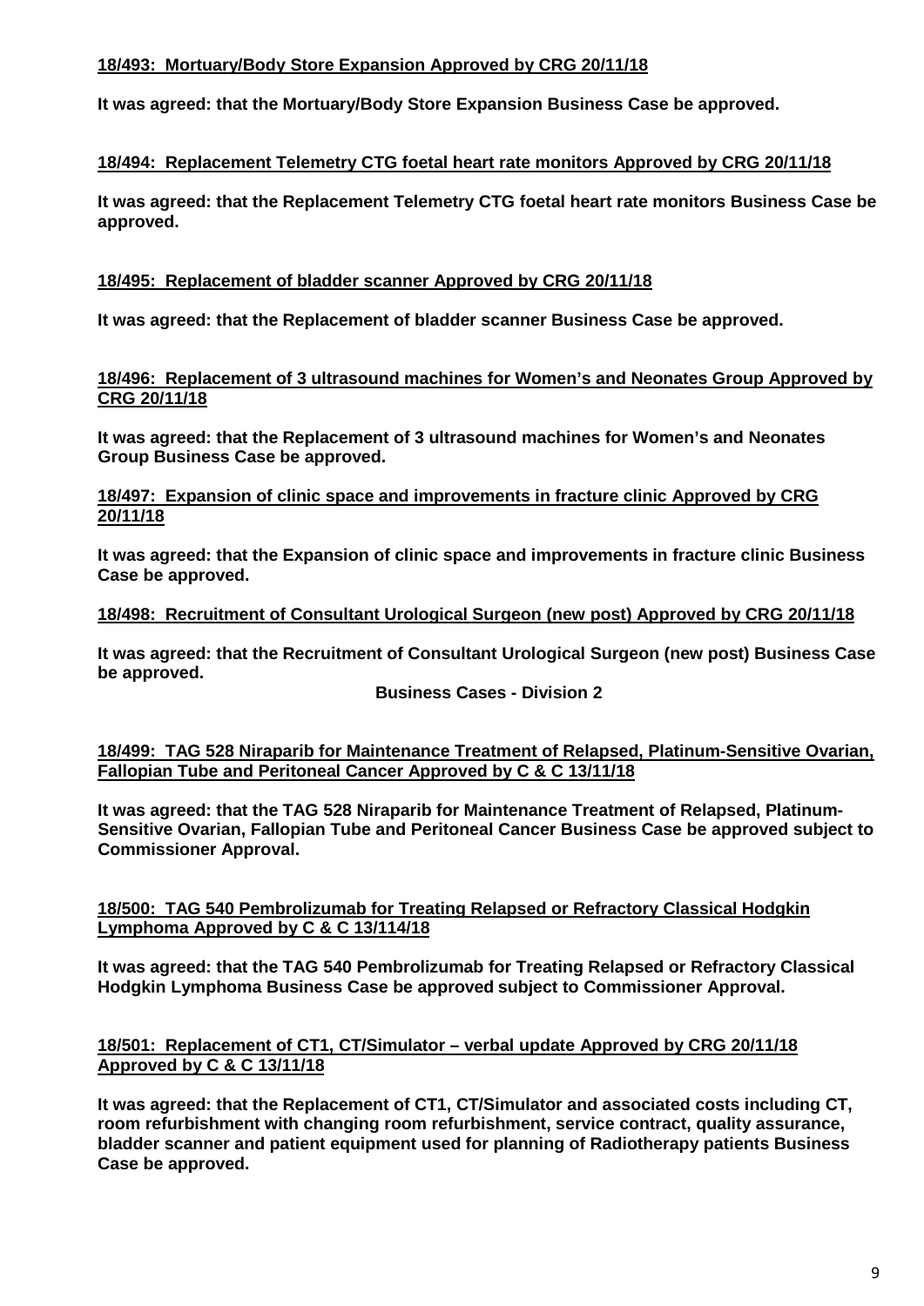**18/493: Mortuary/Body Store Expansion Approved by CRG 20/11/18**

**It was agreed: that the Mortuary/Body Store Expansion Business Case be approved.**

**18/494: Replacement Telemetry CTG foetal heart rate monitors Approved by CRG 20/11/18**

**It was agreed: that the Replacement Telemetry CTG foetal heart rate monitors Business Case be approved.**

**18/495: Replacement of bladder scanner Approved by CRG 20/11/18**

**It was agreed: that the Replacement of bladder scanner Business Case be approved.**

**18/496: Replacement of 3 ultrasound machines for Women's and Neonates Group Approved by CRG 20/11/18**

**It was agreed: that the Replacement of 3 ultrasound machines for Women's and Neonates Group Business Case be approved.**

**18/497: Expansion of clinic space and improvements in fracture clinic Approved by CRG 20/11/18**

**It was agreed: that the Expansion of clinic space and improvements in fracture clinic Business Case be approved.**

**18/498: Recruitment of Consultant Urological Surgeon (new post) Approved by CRG 20/11/18**

**It was agreed: that the Recruitment of Consultant Urological Surgeon (new post) Business Case be approved.**

**Business Cases - Division 2**

**18/499: TAG 528 Niraparib for Maintenance Treatment of Relapsed, Platinum-Sensitive Ovarian, Fallopian Tube and Peritoneal Cancer Approved by C & C 13/11/18**

**It was agreed: that the TAG 528 Niraparib for Maintenance Treatment of Relapsed, Platinum-Sensitive Ovarian, Fallopian Tube and Peritoneal Cancer Business Case be approved subject to Commissioner Approval.**

**18/500: TAG 540 Pembrolizumab for Treating Relapsed or Refractory Classical Hodgkin Lymphoma Approved by C & C 13/114/18**

**It was agreed: that the TAG 540 Pembrolizumab for Treating Relapsed or Refractory Classical Hodgkin Lymphoma Business Case be approved subject to Commissioner Approval.**

**18/501: Replacement of CT1, CT/Simulator – verbal update Approved by CRG 20/11/18 Approved by C & C 13/11/18**

**It was agreed: that the Replacement of CT1, CT/Simulator and associated costs including CT, room refurbishment with changing room refurbishment, service contract, quality assurance, bladder scanner and patient equipment used for planning of Radiotherapy patients Business Case be approved.**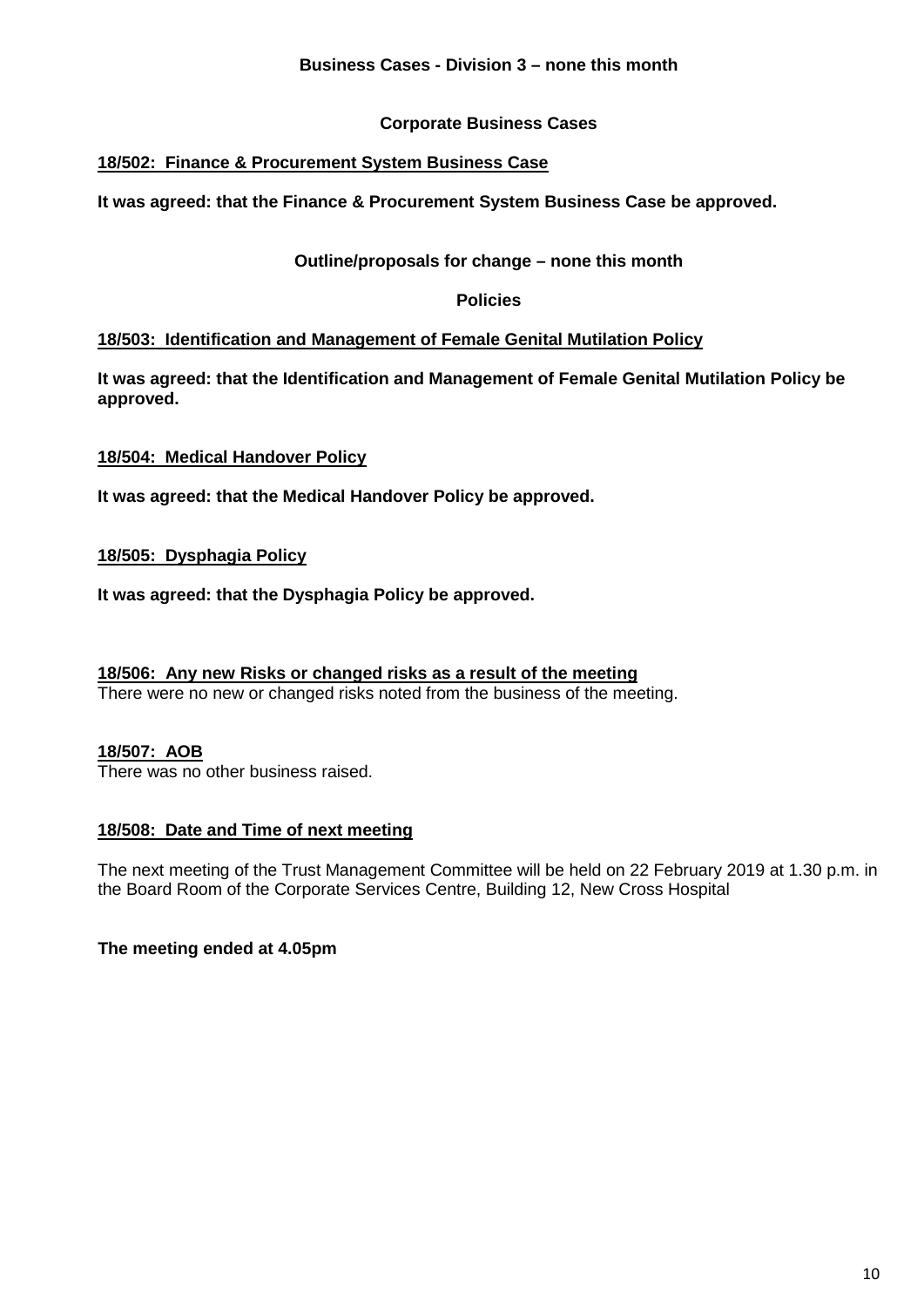**Business Cases - Division 3 – none this month**

**Corporate Business Cases**

**18/502: Finance & Procurement System Business Case**

**It was agreed: that the Finance & Procurement System Business Case be approved.**

**Outline/proposals for change – none this month**

**Policies**

**18/503: Identification and Management of Female Genital Mutilation Policy**

**It was agreed: that the Identification and Management of Female Genital Mutilation Policy be approved.**

**18/504: Medical Handover Policy**

**It was agreed: that the Medical Handover Policy be approved.**

**18/505: Dysphagia Policy**

**It was agreed: that the Dysphagia Policy be approved.**

**18/506: Any new Risks or changed risks as a result of the meeting**

There were no new or changed risks noted from the business of the meeting.

**18/507: AOB**

There was no other business raised.

**18/508: Date and Time of next meeting**

The next meeting of the Trust Management Committee will be held on 22 February 2019 at 1.30 p.m. in the Board Room of the Corporate Services Centre, Building 12, New Cross Hospital

**The meeting ended at 4.05pm**